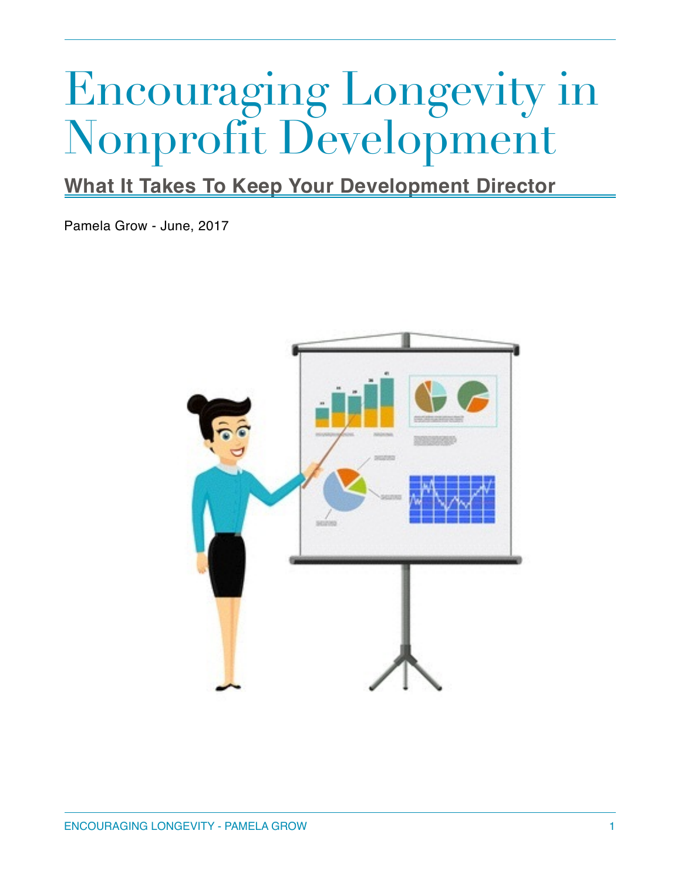# Encouraging Longevity in Nonprofit Development

## What It Takes To Keep Your Development Director

Pamela Grow - June, 2017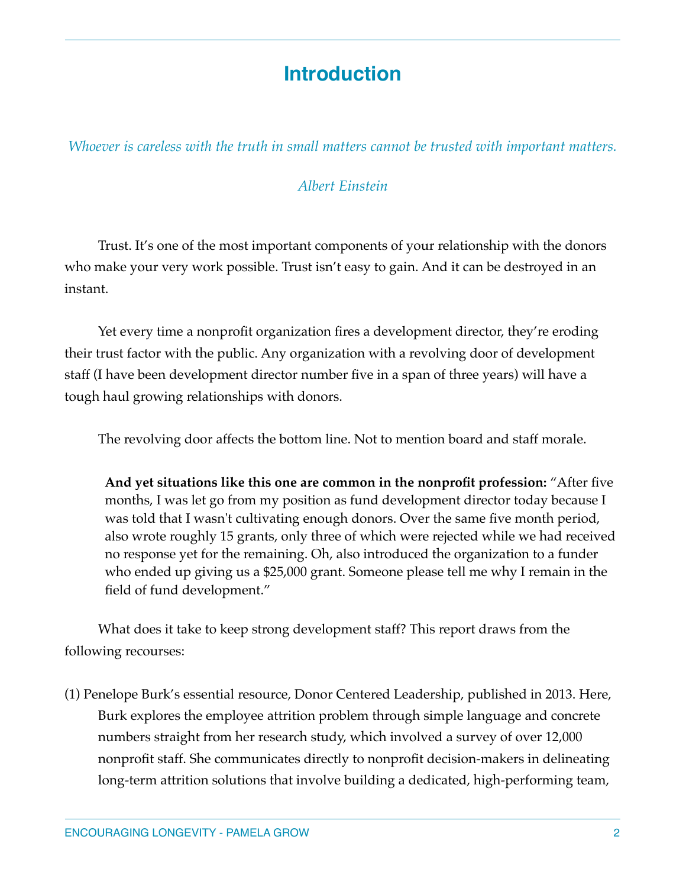# Introduction

*Whoever is careless with the truth in small matters cannot be trusted with important matters.*

*Albert Einstein*

Trust. It's one of the most important components of your relationship with the donors who make your very work possible. Trust isn't easy to gain. And it can be destroyed in an instant.

Yet every time a nonprofit organization fires a development director, they're eroding their trust factor with the public. Any organization with a revolving door of development staff (I have been development director number five in a span of three years) will have a tough haul growing relationships with donors.

The revolving door affects the bottom line. Not to mention board and staff morale.

> **And yet situations like this one are common in the nonprofit profession:** "After five months, I was let go from my position as fund development director today because I was told that I wasn't cultivating enough donors. Over the same five month period, also wrote roughly 15 grants, only three of which were rejected while we had received no response yet for the remaining. Oh, also introduced the organization to a funder who ended up giving us a $25,000 grant. Someone please tell me why I remain in the field of fund development."

What does it take to keep strong development staff? This report draws from the following recourses:

(1) Penelope Burk's essential resource, Donor Centered Leadership, published in 2013. Here, Burk explores the employee attrition problem through simple language and concrete numbers straight from her research study, which involved a survey of over 12,000 nonprofit staff. She communicates directly to nonprofit decision-makers in delineating long-term attrition solutions that involve building a dedicated, high-performing team,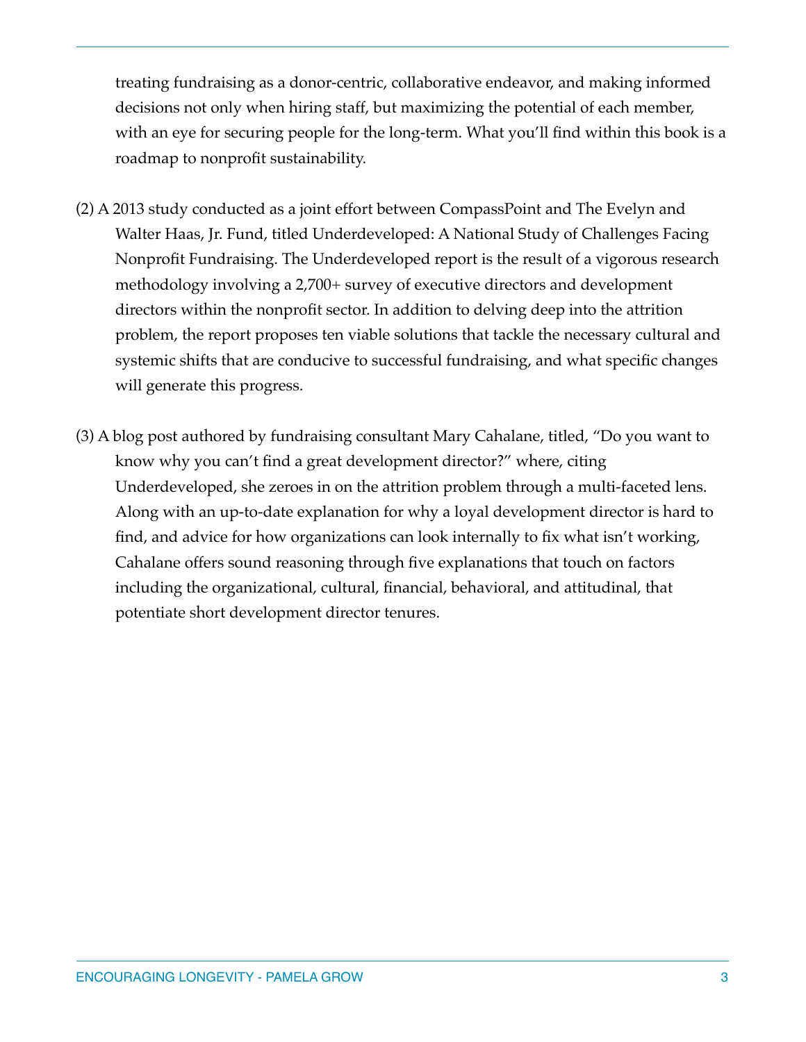treating fundraising as a donor-centric, collaborative endeavor, and making informed decisions not only when hiring staff, but maximizing the potential of each member, with an eye for securing people for the long-term. What you'll find within this book is a roadmap to nonprofit sustainability.

(2) A 2013 study conducted as a joint effort between CompassPoint and The Evelyn and Walter Haas, Jr. Fund, titled Underdeveloped: A National Study of Challenges Facing Nonprofit Fundraising. The Underdeveloped report is the result of a vigorous research methodology involving a 2,700+ survey of executive directors and development directors within the nonprofit sector. In addition to delving deep into the attrition problem, the report proposes ten viable solutions that tackle the necessary cultural and systemic shifts that are conducive to successful fundraising, and what specific changes will generate this progress.

(3) A blog post authored by fundraising consultant Mary Cahalane, titled, "Do you want to know why you can't find a great development director?" where, citing Underdeveloped, she zeroes in on the attrition problem through a multi-faceted lens. Along with an up-to-date explanation for why a loyal development director is hard to find, and advice for how organizations can look internally to fix what isn't working, Cahalane offers sound reasoning through five explanations that touch on factors including the organizational, cultural, financial, behavioral, and attitudinal, that potentiate short development director tenures.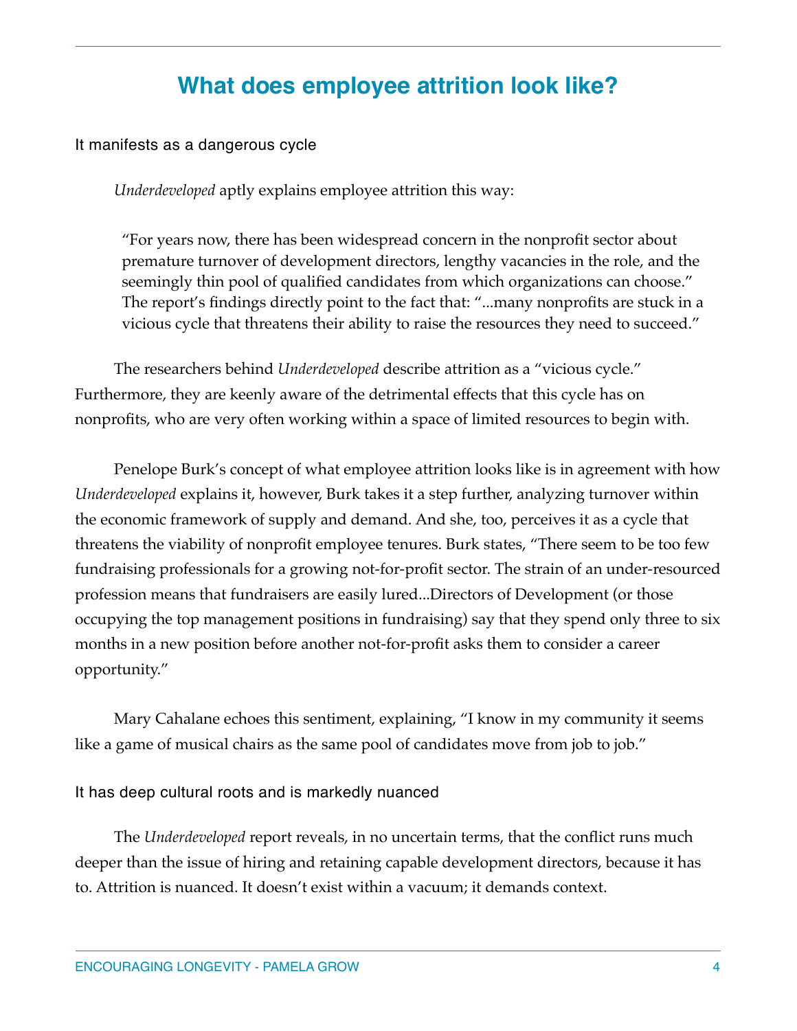# What does employee attrition look like?

## It manifests as a dangerous cycle

*Underdeveloped* aptly explains employee attrition this way:

> "For years now, there has been widespread concern in the nonprofit sector about premature turnover of development directors, lengthy vacancies in the role, and the seemingly thin pool of qualified candidates from which organizations can choose." The report's findings directly point to the fact that: "...many nonprofits are stuck in a vicious cycle that threatens their ability to raise the resources they need to succeed."

The researchers behind *Underdeveloped* describe attrition as a "vicious cycle." Furthermore, they are keenly aware of the detrimental effects that this cycle has on nonprofits, who are very often working within a space of limited resources to begin with.

Penelope Burk's concept of what employee attrition looks like is in agreement with how *Underdeveloped* explains it, however, Burk takes it a step further, analyzing turnover within the economic framework of supply and demand. And she, too, perceives it as a cycle that threatens the viability of nonprofit employee tenures. Burk states, "There seem to be too few fundraising professionals for a growing not-for-profit sector. The strain of an under-resourced profession means that fundraisers are easily lured...Directors of Development (or those occupying the top management positions in fundraising) say that they spend only three to six months in a new position before another not-for-profit asks them to consider a career opportunity."

Mary Cahalane echoes this sentiment, explaining, "I know in my community it seems like a game of musical chairs as the same pool of candidates move from job to job."

## It has deep cultural roots and is markedly nuanced

The *Underdeveloped* report reveals, in no uncertain terms, that the conflict runs much deeper than the issue of hiring and retaining capable development directors, because it has to. Attrition is nuanced. It doesn't exist within a vacuum; it demands context.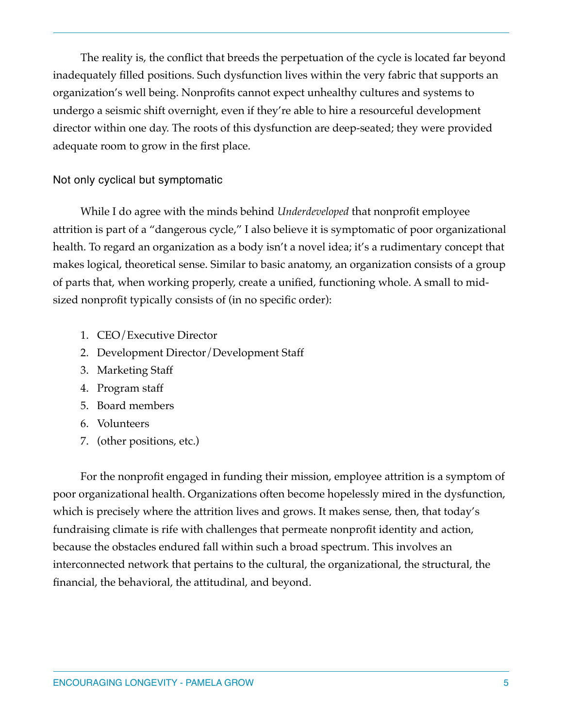The reality is, the conflict that breeds the perpetuation of the cycle is located far beyond inadequately filled positions. Such dysfunction lives within the very fabric that supports an organization's well being. Nonprofits cannot expect unhealthy cultures and systems to undergo a seismic shift overnight, even if they're able to hire a resourceful development director within one day. The roots of this dysfunction are deep-seated; they were provided adequate room to grow in the first place.

## Not only cyclical but symptomatic

While I do agree with the minds behind *Underdeveloped* that nonprofit employee attrition is part of a "dangerous cycle," I also believe it is symptomatic of poor organizational health. To regard an organization as a body isn't a novel idea; it's a rudimentary concept that makes logical, theoretical sense. Similar to basic anatomy, an organization consists of a group of parts that, when working properly, create a unified, functioning whole. A small to mid-sized nonprofit typically consists of (in no specific order):

1. CEO/Executive Director
2. Development Director/Development Staff
3. Marketing Staff
4. Program staff
5. Board members
6. Volunteers
7. (other positions, etc.)

For the nonprofit engaged in funding their mission, employee attrition is a symptom of poor organizational health. Organizations often become hopelessly mired in the dysfunction, which is precisely where the attrition lives and grows. It makes sense, then, that today's fundraising climate is rife with challenges that permeate nonprofit identity and action, because the obstacles endured fall within such a broad spectrum. This involves an interconnected network that pertains to the cultural, the organizational, the structural, the financial, the behavioral, the attitudinal, and beyond.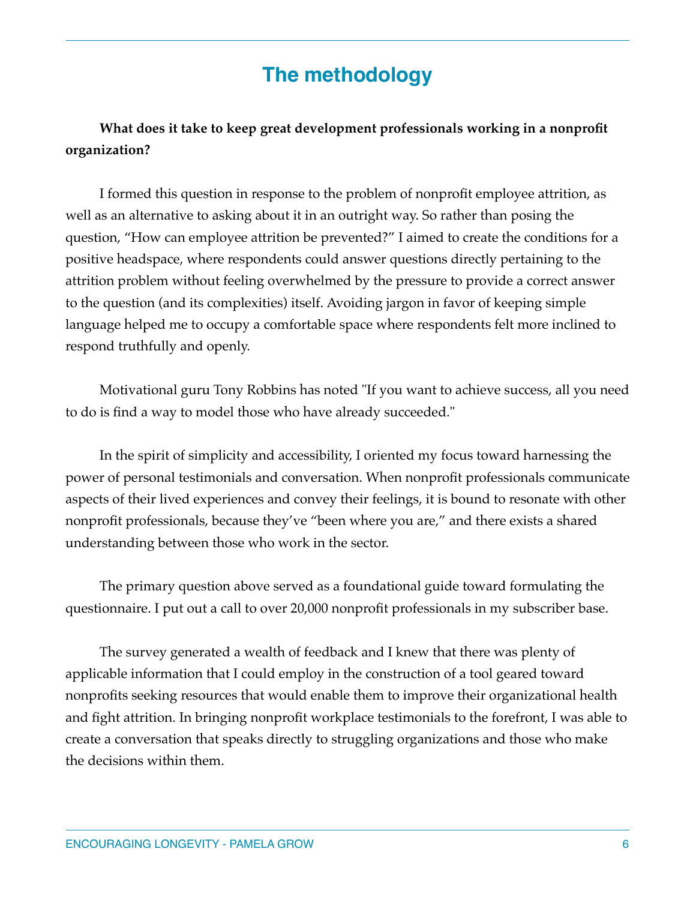# The methodology

**What does it take to keep great development professionals working in a nonprofit organization?**

I formed this question in response to the problem of nonprofit employee attrition, as well as an alternative to asking about it in an outright way. So rather than posing the question, "How can employee attrition be prevented?" I aimed to create the conditions for a positive headspace, where respondents could answer questions directly pertaining to the attrition problem without feeling overwhelmed by the pressure to provide a correct answer to the question (and its complexities) itself. Avoiding jargon in favor of keeping simple language helped me to occupy a comfortable space where respondents felt more inclined to respond truthfully and openly.

Motivational guru Tony Robbins has noted "If you want to achieve success, all you need to do is find a way to model those who have already succeeded."

In the spirit of simplicity and accessibility, I oriented my focus toward harnessing the power of personal testimonials and conversation. When nonprofit professionals communicate aspects of their lived experiences and convey their feelings, it is bound to resonate with other nonprofit professionals, because they've "been where you are," and there exists a shared understanding between those who work in the sector.

The primary question above served as a foundational guide toward formulating the questionnaire. I put out a call to over 20,000 nonprofit professionals in my subscriber base.

The survey generated a wealth of feedback and I knew that there was plenty of applicable information that I could employ in the construction of a tool geared toward nonprofits seeking resources that would enable them to improve their organizational health and fight attrition. In bringing nonprofit workplace testimonials to the forefront, I was able to create a conversation that speaks directly to struggling organizations and those who make the decisions within them.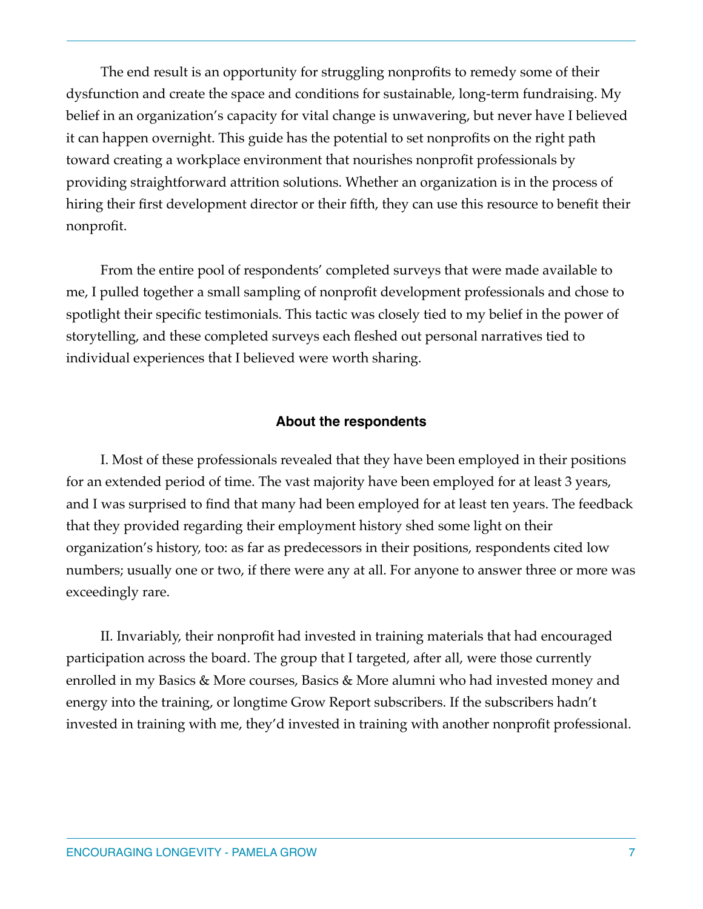The end result is an opportunity for struggling nonprofits to remedy some of their dysfunction and create the space and conditions for sustainable, long-term fundraising. My belief in an organization's capacity for vital change is unwavering, but never have I believed it can happen overnight. This guide has the potential to set nonprofits on the right path toward creating a workplace environment that nourishes nonprofit professionals by providing straightforward attrition solutions. Whether an organization is in the process of hiring their first development director or their fifth, they can use this resource to benefit their nonprofit.

From the entire pool of respondents' completed surveys that were made available to me, I pulled together a small sampling of nonprofit development professionals and chose to spotlight their specific testimonials. This tactic was closely tied to my belief in the power of storytelling, and these completed surveys each fleshed out personal narratives tied to individual experiences that I believed were worth sharing.

### About the respondents

I. Most of these professionals revealed that they have been employed in their positions for an extended period of time. The vast majority have been employed for at least 3 years, and I was surprised to find that many had been employed for at least ten years. The feedback that they provided regarding their employment history shed some light on their organization's history, too: as far as predecessors in their positions, respondents cited low numbers; usually one or two, if there were any at all. For anyone to answer three or more was exceedingly rare.

II. Invariably, their nonprofit had invested in training materials that had encouraged participation across the board. The group that I targeted, after all, were those currently enrolled in my Basics & More courses, Basics & More alumni who had invested money and energy into the training, or longtime Grow Report subscribers. If the subscribers hadn't invested in training with me, they'd invested in training with another nonprofit professional.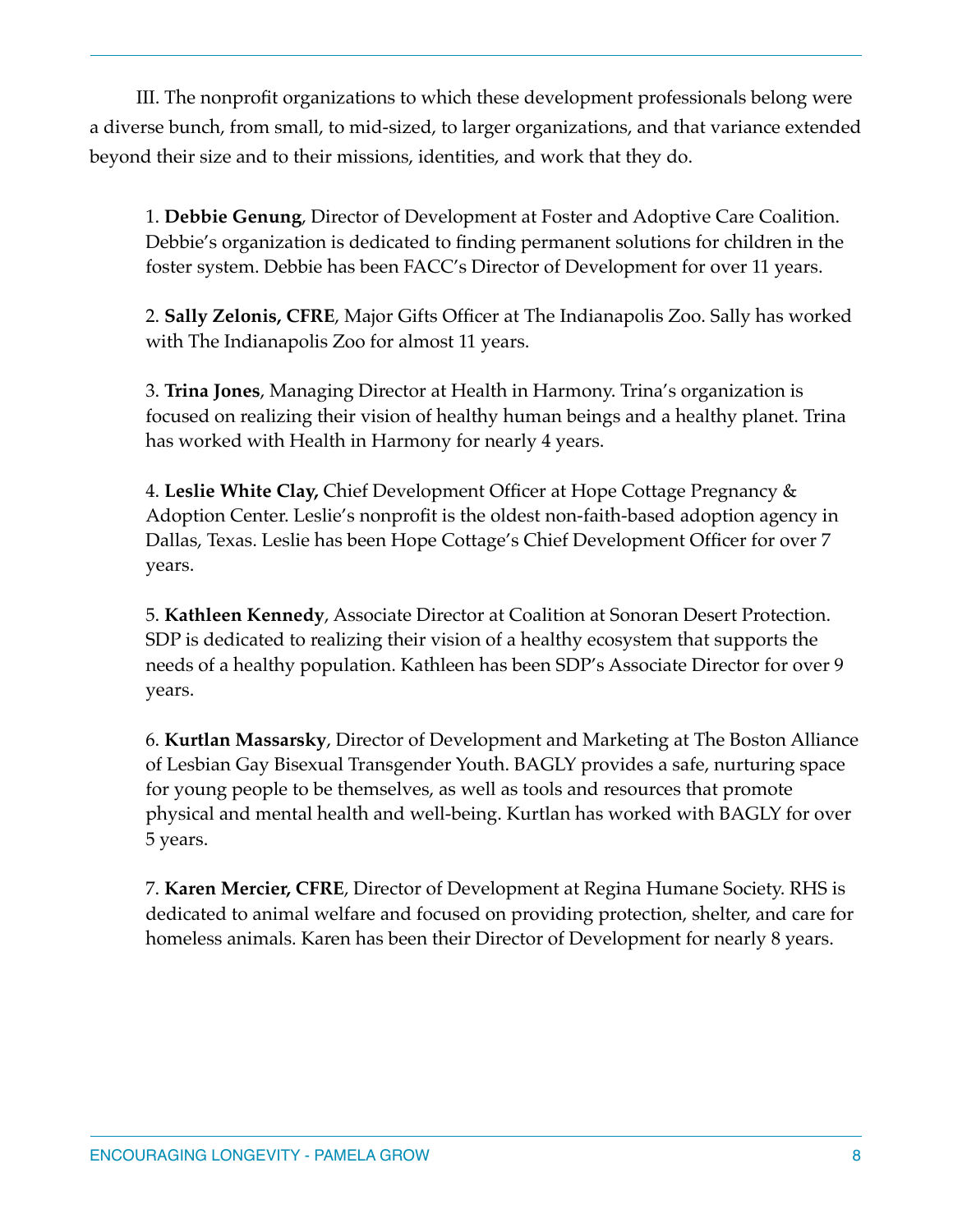III. The nonprofit organizations to which these development professionals belong were a diverse bunch, from small, to mid-sized, to larger organizations, and that variance extended beyond their size and to their missions, identities, and work that they do.

1. **Debbie Genung**, Director of Development at Foster and Adoptive Care Coalition. Debbie's organization is dedicated to finding permanent solutions for children in the foster system. Debbie has been FACC's Director of Development for over 11 years.

2. **Sally Zelonis, CFRE**, Major Gifts Officer at The Indianapolis Zoo. Sally has worked with The Indianapolis Zoo for almost 11 years.

3. **Trina Jones**, Managing Director at Health in Harmony. Trina's organization is focused on realizing their vision of healthy human beings and a healthy planet. Trina has worked with Health in Harmony for nearly 4 years.

4. **Leslie White Clay,** Chief Development Officer at Hope Cottage Pregnancy & Adoption Center. Leslie's nonprofit is the oldest non-faith-based adoption agency in Dallas, Texas. Leslie has been Hope Cottage's Chief Development Officer for over 7 years.

5. **Kathleen Kennedy**, Associate Director at Coalition at Sonoran Desert Protection. SDP is dedicated to realizing their vision of a healthy ecosystem that supports the needs of a healthy population. Kathleen has been SDP's Associate Director for over 9 years.

6. **Kurtlan Massarsky**, Director of Development and Marketing at The Boston Alliance of Lesbian Gay Bisexual Transgender Youth. BAGLY provides a safe, nurturing space for young people to be themselves, as well as tools and resources that promote physical and mental health and well-being. Kurtlan has worked with BAGLY for over 5 years.

7. **Karen Mercier, CFRE**, Director of Development at Regina Humane Society. RHS is dedicated to animal welfare and focused on providing protection, shelter, and care for homeless animals. Karen has been their Director of Development for nearly 8 years.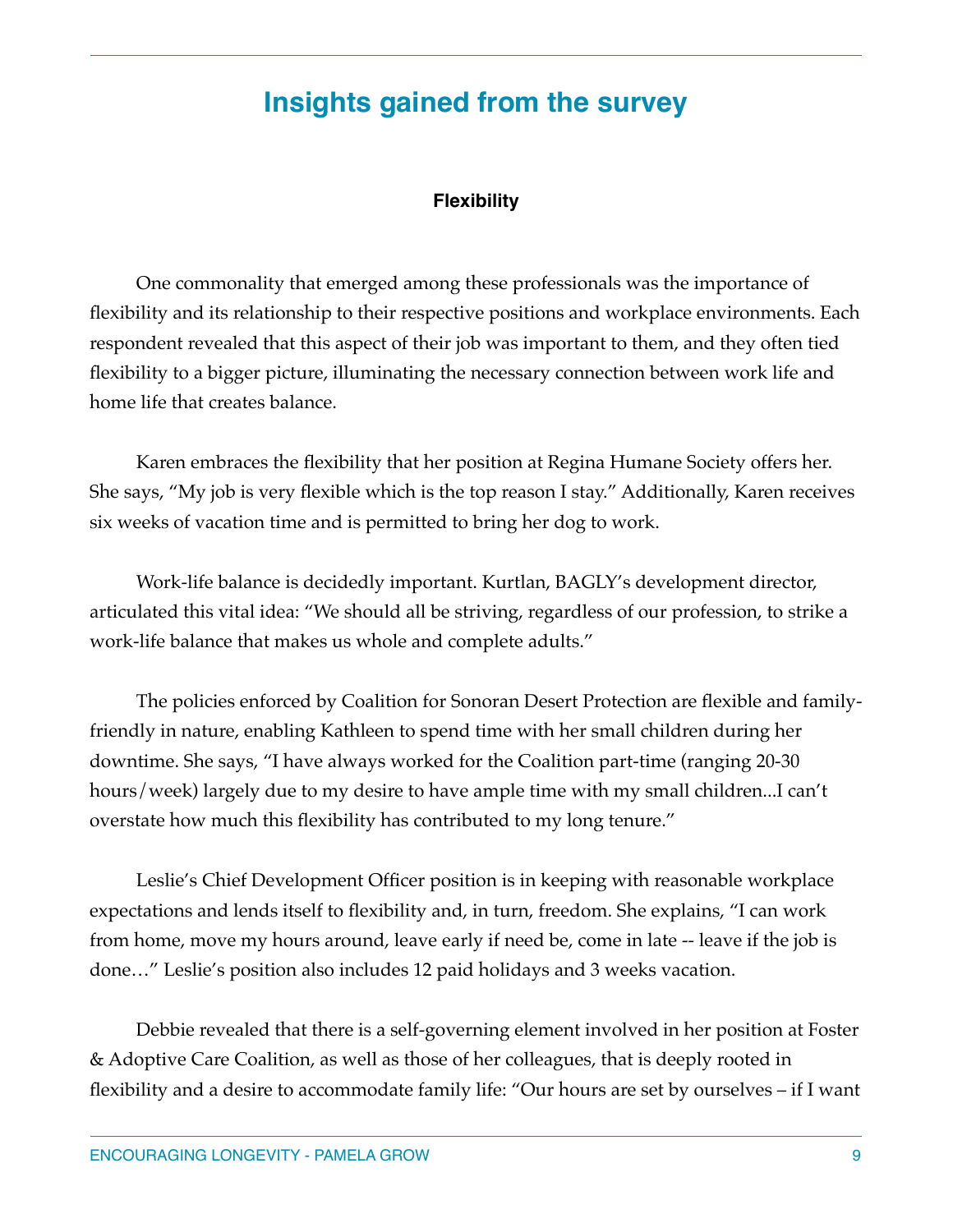## Insights gained from the survey

### Flexibility

One commonality that emerged among these professionals was the importance of flexibility and its relationship to their respective positions and workplace environments. Each respondent revealed that this aspect of their job was important to them, and they often tied flexibility to a bigger picture, illuminating the necessary connection between work life and home life that creates balance.

Karen embraces the flexibility that her position at Regina Humane Society offers her. She says, "My job is very flexible which is the top reason I stay." Additionally, Karen receives six weeks of vacation time and is permitted to bring her dog to work.

Work-life balance is decidedly important. Kurtlan, BAGLY's development director, articulated this vital idea: "We should all be striving, regardless of our profession, to strike a work-life balance that makes us whole and complete adults."

The policies enforced by Coalition for Sonoran Desert Protection are flexible and family-friendly in nature, enabling Kathleen to spend time with her small children during her downtime. She says, "I have always worked for the Coalition part-time (ranging 20-30 hours/week) largely due to my desire to have ample time with my small children...I can't overstate how much this flexibility has contributed to my long tenure."

Leslie's Chief Development Officer position is in keeping with reasonable workplace expectations and lends itself to flexibility and, in turn, freedom. She explains, "I can work from home, move my hours around, leave early if need be, come in late -- leave if the job is done…" Leslie's position also includes 12 paid holidays and 3 weeks vacation.

Debbie revealed that there is a self-governing element involved in her position at Foster & Adoptive Care Coalition, as well as those of her colleagues, that is deeply rooted in flexibility and a desire to accommodate family life: "Our hours are set by ourselves – if I want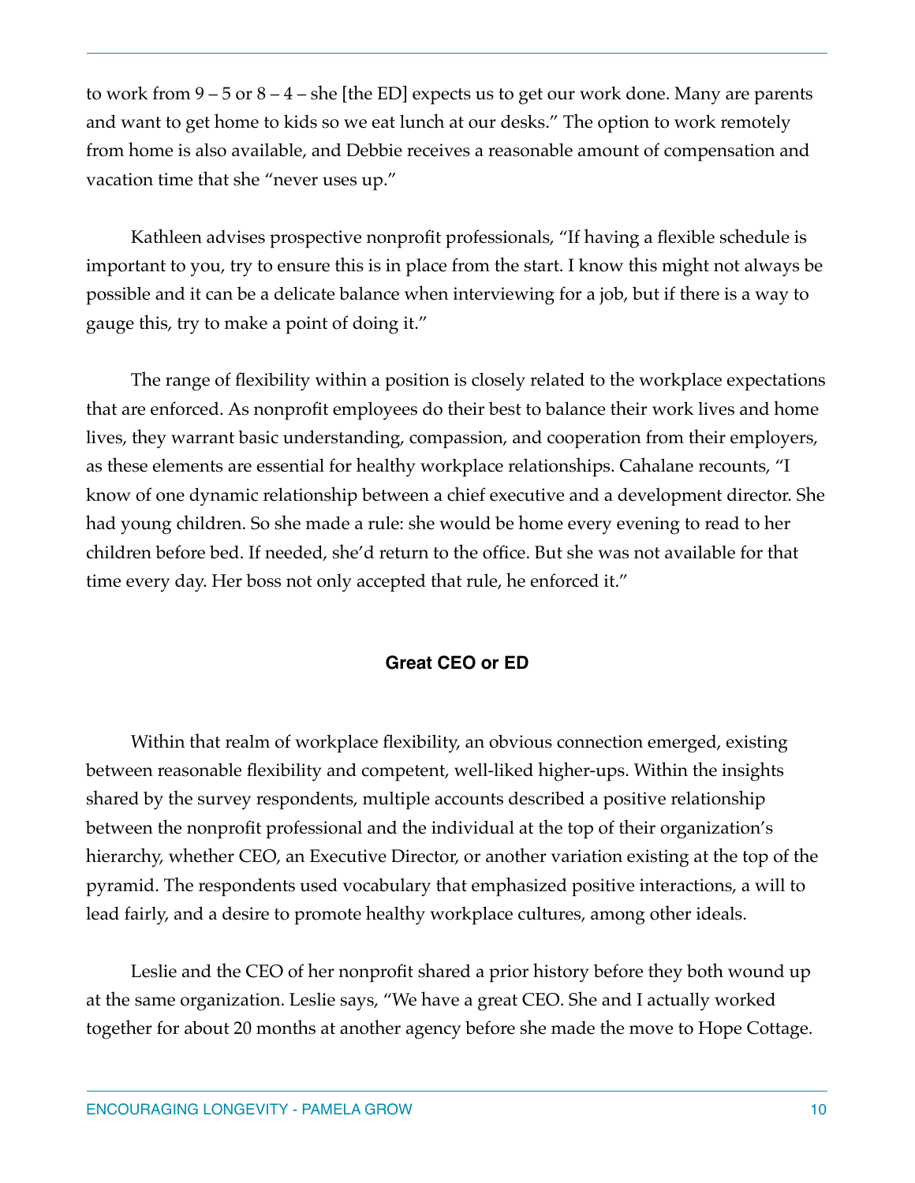to work from 9 – 5 or 8 – 4 – she [the ED] expects us to get our work done. Many are parents and want to get home to kids so we eat lunch at our desks." The option to work remotely from home is also available, and Debbie receives a reasonable amount of compensation and vacation time that she "never uses up."

Kathleen advises prospective nonprofit professionals, "If having a flexible schedule is important to you, try to ensure this is in place from the start. I know this might not always be possible and it can be a delicate balance when interviewing for a job, but if there is a way to gauge this, try to make a point of doing it."

The range of flexibility within a position is closely related to the workplace expectations that are enforced. As nonprofit employees do their best to balance their work lives and home lives, they warrant basic understanding, compassion, and cooperation from their employers, as these elements are essential for healthy workplace relationships. Cahalane recounts, "I know of one dynamic relationship between a chief executive and a development director. She had young children. So she made a rule: she would be home every evening to read to her children before bed. If needed, she'd return to the office. But she was not available for that time every day. Her boss not only accepted that rule, he enforced it."

### Great CEO or ED

Within that realm of workplace flexibility, an obvious connection emerged, existing between reasonable flexibility and competent, well-liked higher-ups. Within the insights shared by the survey respondents, multiple accounts described a positive relationship between the nonprofit professional and the individual at the top of their organization's hierarchy, whether CEO, an Executive Director, or another variation existing at the top of the pyramid. The respondents used vocabulary that emphasized positive interactions, a will to lead fairly, and a desire to promote healthy workplace cultures, among other ideals.

Leslie and the CEO of her nonprofit shared a prior history before they both wound up at the same organization. Leslie says, "We have a great CEO. She and I actually worked together for about 20 months at another agency before she made the move to Hope Cottage.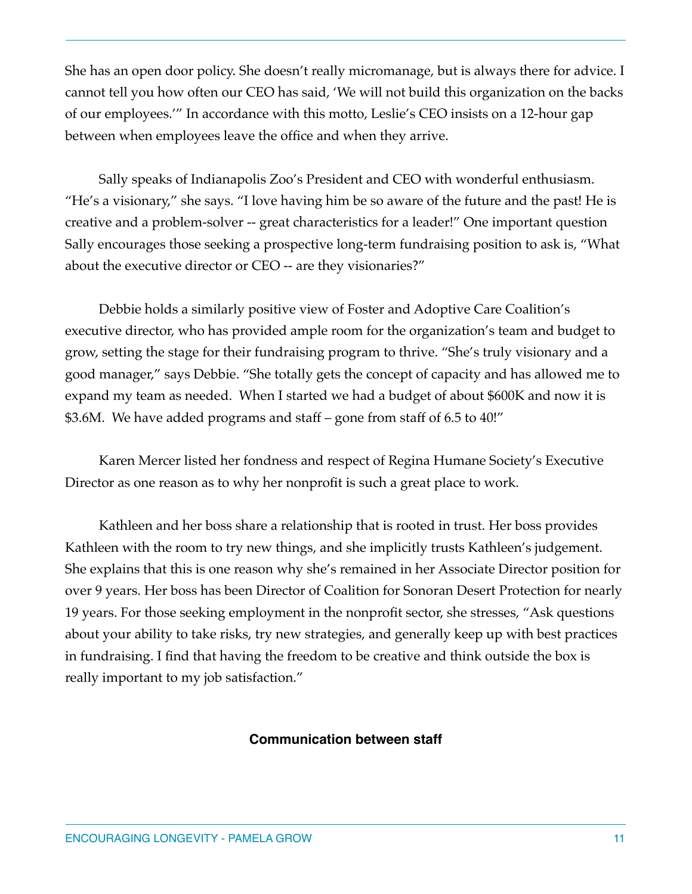She has an open door policy. She doesn't really micromanage, but is always there for advice. I cannot tell you how often our CEO has said, 'We will not build this organization on the backs of our employees.'" In accordance with this motto, Leslie's CEO insists on a 12-hour gap between when employees leave the office and when they arrive.

Sally speaks of Indianapolis Zoo's President and CEO with wonderful enthusiasm. "He's a visionary," she says. "I love having him be so aware of the future and the past! He is creative and a problem-solver -- great characteristics for a leader!" One important question Sally encourages those seeking a prospective long-term fundraising position to ask is, "What about the executive director or CEO -- are they visionaries?"

Debbie holds a similarly positive view of Foster and Adoptive Care Coalition's executive director, who has provided ample room for the organization's team and budget to grow, setting the stage for their fundraising program to thrive. "She's truly visionary and a good manager," says Debbie. "She totally gets the concept of capacity and has allowed me to expand my team as needed.  When I started we had a budget of about $600K and now it is $3.6M.  We have added programs and staff – gone from staff of 6.5 to 40!"

Karen Mercer listed her fondness and respect of Regina Humane Society's Executive Director as one reason as to why her nonprofit is such a great place to work.

Kathleen and her boss share a relationship that is rooted in trust. Her boss provides Kathleen with the room to try new things, and she implicitly trusts Kathleen's judgement. She explains that this is one reason why she's remained in her Associate Director position for over 9 years. Her boss has been Director of Coalition for Sonoran Desert Protection for nearly 19 years. For those seeking employment in the nonprofit sector, she stresses, "Ask questions about your ability to take risks, try new strategies, and generally keep up with best practices in fundraising. I find that having the freedom to be creative and think outside the box is really important to my job satisfaction."

### Communication between staff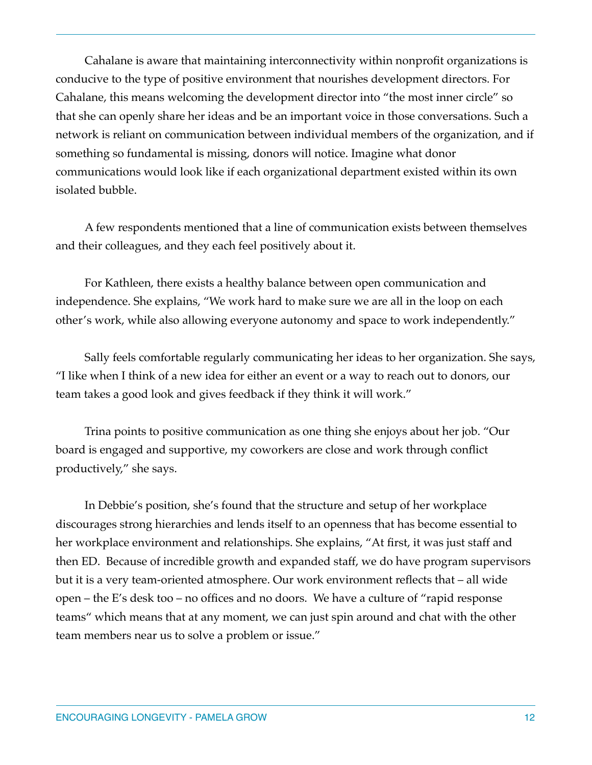Cahalane is aware that maintaining interconnectivity within nonprofit organizations is conducive to the type of positive environment that nourishes development directors. For Cahalane, this means welcoming the development director into "the most inner circle" so that she can openly share her ideas and be an important voice in those conversations. Such a network is reliant on communication between individual members of the organization, and if something so fundamental is missing, donors will notice. Imagine what donor communications would look like if each organizational department existed within its own isolated bubble.

A few respondents mentioned that a line of communication exists between themselves and their colleagues, and they each feel positively about it.

For Kathleen, there exists a healthy balance between open communication and independence. She explains, "We work hard to make sure we are all in the loop on each other's work, while also allowing everyone autonomy and space to work independently."

Sally feels comfortable regularly communicating her ideas to her organization. She says, "I like when I think of a new idea for either an event or a way to reach out to donors, our team takes a good look and gives feedback if they think it will work."

Trina points to positive communication as one thing she enjoys about her job. "Our board is engaged and supportive, my coworkers are close and work through conflict productively," she says.

In Debbie's position, she's found that the structure and setup of her workplace discourages strong hierarchies and lends itself to an openness that has become essential to her workplace environment and relationships. She explains, "At first, it was just staff and then ED.  Because of incredible growth and expanded staff, we do have program supervisors but it is a very team-oriented atmosphere. Our work environment reflects that – all wide open – the E's desk too – no offices and no doors.  We have a culture of "rapid response teams" which means that at any moment, we can just spin around and chat with the other team members near us to solve a problem or issue."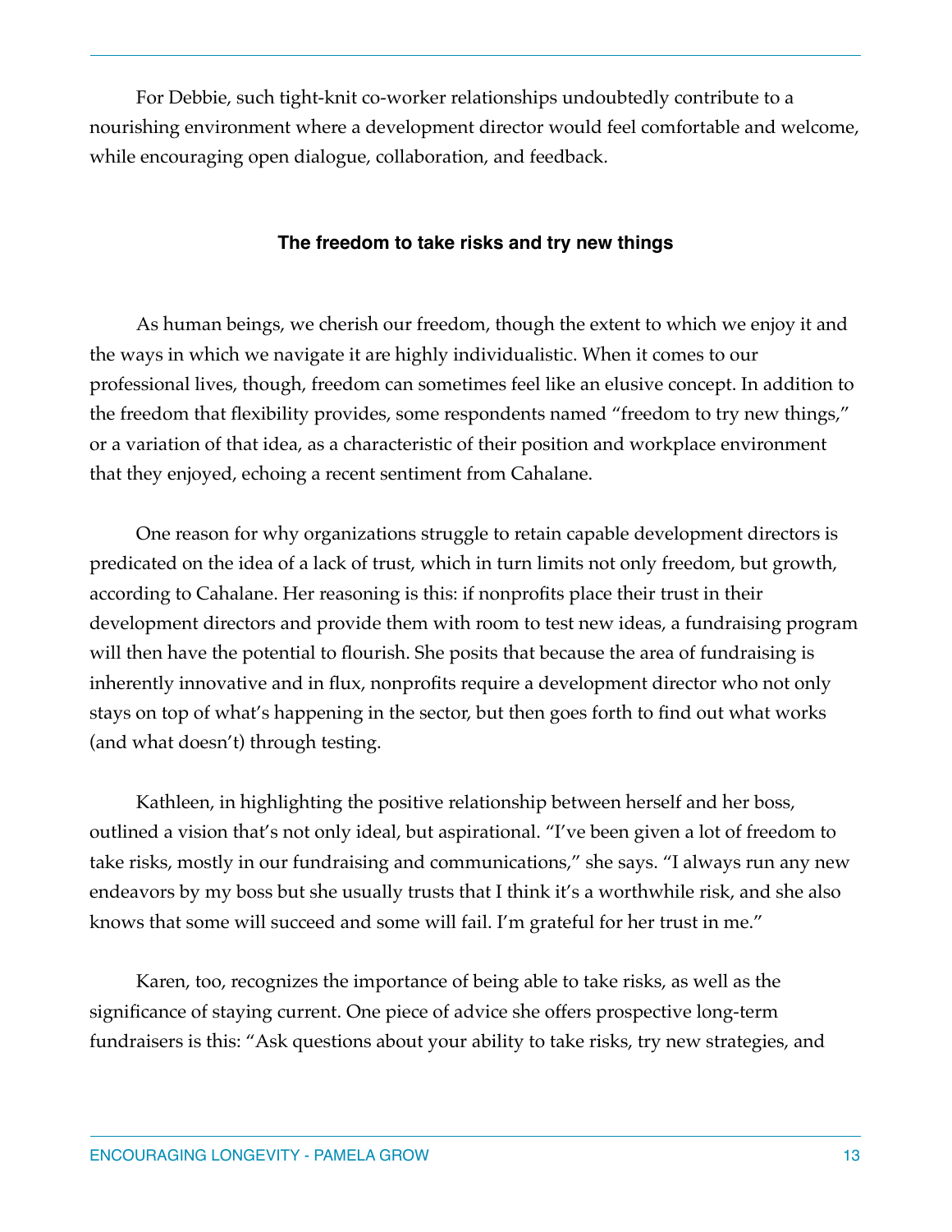For Debbie, such tight-knit co-worker relationships undoubtedly contribute to a nourishing environment where a development director would feel comfortable and welcome, while encouraging open dialogue, collaboration, and feedback.

### The freedom to take risks and try new things

As human beings, we cherish our freedom, though the extent to which we enjoy it and the ways in which we navigate it are highly individualistic. When it comes to our professional lives, though, freedom can sometimes feel like an elusive concept. In addition to the freedom that flexibility provides, some respondents named "freedom to try new things," or a variation of that idea, as a characteristic of their position and workplace environment that they enjoyed, echoing a recent sentiment from Cahalane.

One reason for why organizations struggle to retain capable development directors is predicated on the idea of a lack of trust, which in turn limits not only freedom, but growth, according to Cahalane. Her reasoning is this: if nonprofits place their trust in their development directors and provide them with room to test new ideas, a fundraising program will then have the potential to flourish. She posits that because the area of fundraising is inherently innovative and in flux, nonprofits require a development director who not only stays on top of what's happening in the sector, but then goes forth to find out what works (and what doesn't) through testing.

Kathleen, in highlighting the positive relationship between herself and her boss, outlined a vision that's not only ideal, but aspirational. "I've been given a lot of freedom to take risks, mostly in our fundraising and communications," she says. "I always run any new endeavors by my boss but she usually trusts that I think it's a worthwhile risk, and she also knows that some will succeed and some will fail. I'm grateful for her trust in me."

Karen, too, recognizes the importance of being able to take risks, as well as the significance of staying current. One piece of advice she offers prospective long-term fundraisers is this: "Ask questions about your ability to take risks, try new strategies, and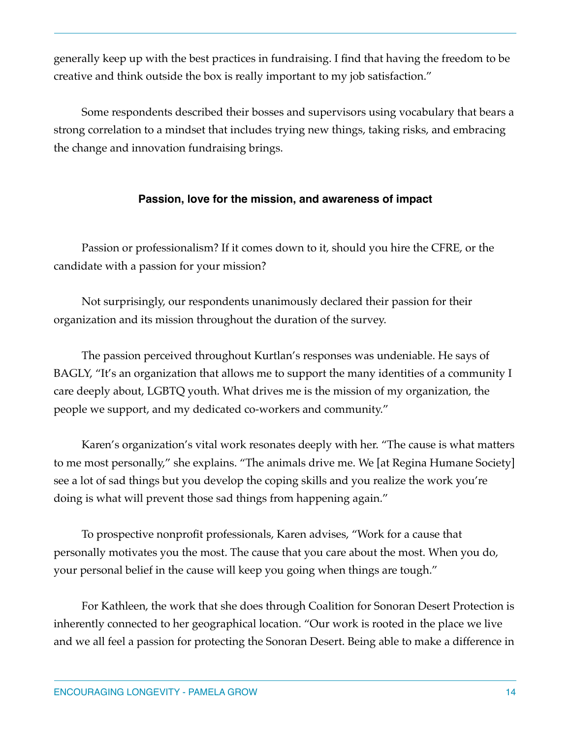generally keep up with the best practices in fundraising. I find that having the freedom to be creative and think outside the box is really important to my job satisfaction."

Some respondents described their bosses and supervisors using vocabulary that bears a strong correlation to a mindset that includes trying new things, taking risks, and embracing the change and innovation fundraising brings.

### Passion, love for the mission, and awareness of impact

Passion or professionalism? If it comes down to it, should you hire the CFRE, or the candidate with a passion for your mission?

Not surprisingly, our respondents unanimously declared their passion for their organization and its mission throughout the duration of the survey.

The passion perceived throughout Kurtlan's responses was undeniable. He says of BAGLY, "It's an organization that allows me to support the many identities of a community I care deeply about, LGBTQ youth. What drives me is the mission of my organization, the people we support, and my dedicated co-workers and community."

Karen's organization's vital work resonates deeply with her. "The cause is what matters to me most personally," she explains. "The animals drive me. We [at Regina Humane Society] see a lot of sad things but you develop the coping skills and you realize the work you're doing is what will prevent those sad things from happening again."

To prospective nonprofit professionals, Karen advises, "Work for a cause that personally motivates you the most. The cause that you care about the most. When you do, your personal belief in the cause will keep you going when things are tough."

For Kathleen, the work that she does through Coalition for Sonoran Desert Protection is inherently connected to her geographical location. "Our work is rooted in the place we live and we all feel a passion for protecting the Sonoran Desert. Being able to make a difference in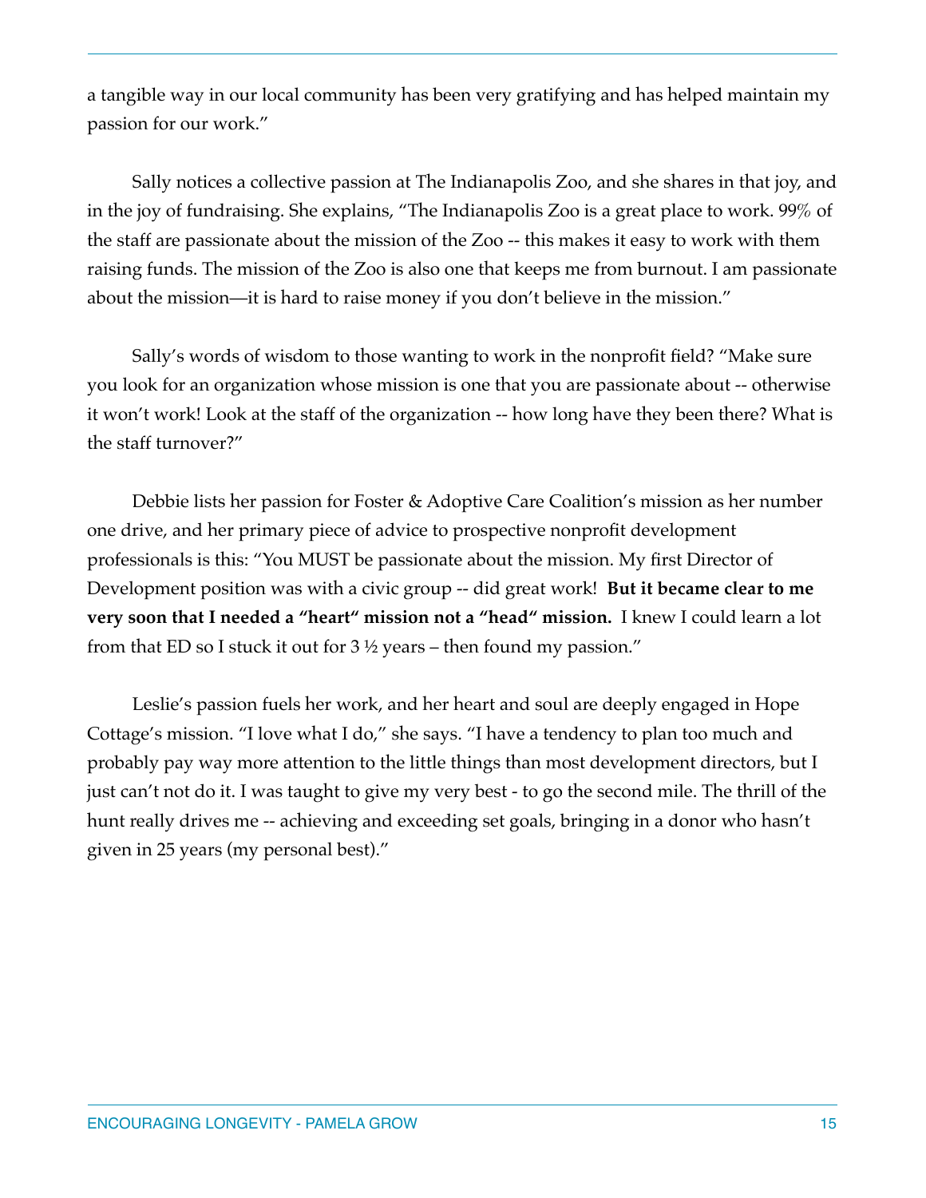a tangible way in our local community has been very gratifying and has helped maintain my passion for our work."

Sally notices a collective passion at The Indianapolis Zoo, and she shares in that joy, and in the joy of fundraising. She explains, "The Indianapolis Zoo is a great place to work. 99% of the staff are passionate about the mission of the Zoo -- this makes it easy to work with them raising funds. The mission of the Zoo is also one that keeps me from burnout. I am passionate about the mission—it is hard to raise money if you don't believe in the mission."

Sally's words of wisdom to those wanting to work in the nonprofit field? "Make sure you look for an organization whose mission is one that you are passionate about -- otherwise it won't work! Look at the staff of the organization -- how long have they been there? What is the staff turnover?"

Debbie lists her passion for Foster & Adoptive Care Coalition's mission as her number one drive, and her primary piece of advice to prospective nonprofit development professionals is this: "You MUST be passionate about the mission. My first Director of Development position was with a civic group -- did great work! **But it became clear to me very soon that I needed a "heart" mission not a "head" mission.** I knew I could learn a lot from that ED so I stuck it out for 3 ½ years – then found my passion."

Leslie's passion fuels her work, and her heart and soul are deeply engaged in Hope Cottage's mission. "I love what I do," she says. "I have a tendency to plan too much and probably pay way more attention to the little things than most development directors, but I just can't not do it. I was taught to give my very best - to go the second mile. The thrill of the hunt really drives me -- achieving and exceeding set goals, bringing in a donor who hasn't given in 25 years (my personal best)."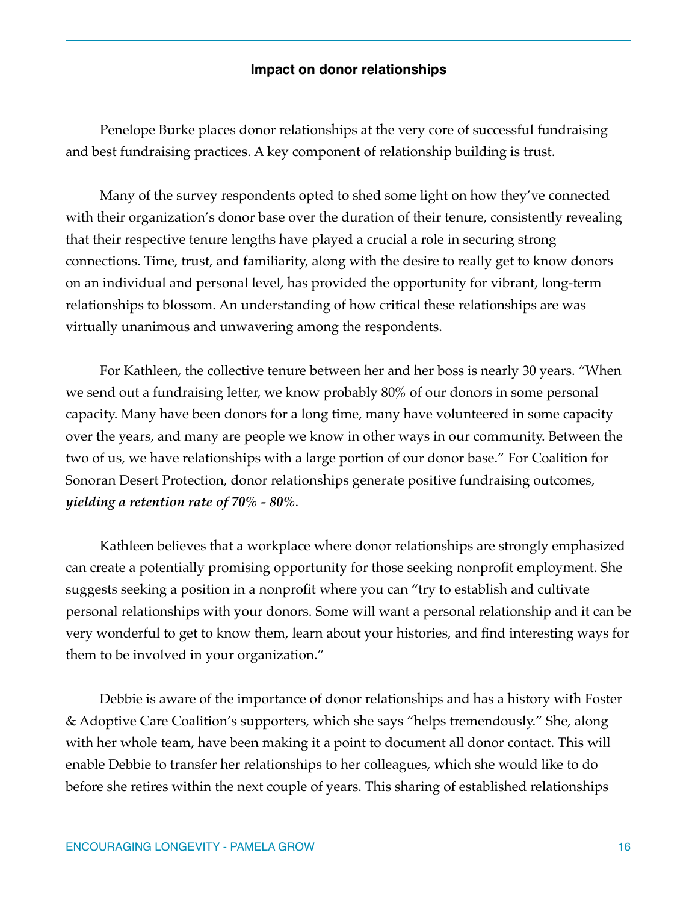### Impact on donor relationships

Penelope Burke places donor relationships at the very core of successful fundraising and best fundraising practices. A key component of relationship building is trust.

Many of the survey respondents opted to shed some light on how they've connected with their organization's donor base over the duration of their tenure, consistently revealing that their respective tenure lengths have played a crucial a role in securing strong connections. Time, trust, and familiarity, along with the desire to really get to know donors on an individual and personal level, has provided the opportunity for vibrant, long-term relationships to blossom. An understanding of how critical these relationships are was virtually unanimous and unwavering among the respondents.

For Kathleen, the collective tenure between her and her boss is nearly 30 years. "When we send out a fundraising letter, we know probably 80% of our donors in some personal capacity. Many have been donors for a long time, many have volunteered in some capacity over the years, and many are people we know in other ways in our community. Between the two of us, we have relationships with a large portion of our donor base." For Coalition for Sonoran Desert Protection, donor relationships generate positive fundraising outcomes, ***yielding a retention rate of 70% - 80%***.

Kathleen believes that a workplace where donor relationships are strongly emphasized can create a potentially promising opportunity for those seeking nonprofit employment. She suggests seeking a position in a nonprofit where you can "try to establish and cultivate personal relationships with your donors. Some will want a personal relationship and it can be very wonderful to get to know them, learn about your histories, and find interesting ways for them to be involved in your organization."

Debbie is aware of the importance of donor relationships and has a history with Foster & Adoptive Care Coalition's supporters, which she says "helps tremendously." She, along with her whole team, have been making it a point to document all donor contact. This will enable Debbie to transfer her relationships to her colleagues, which she would like to do before she retires within the next couple of years. This sharing of established relationships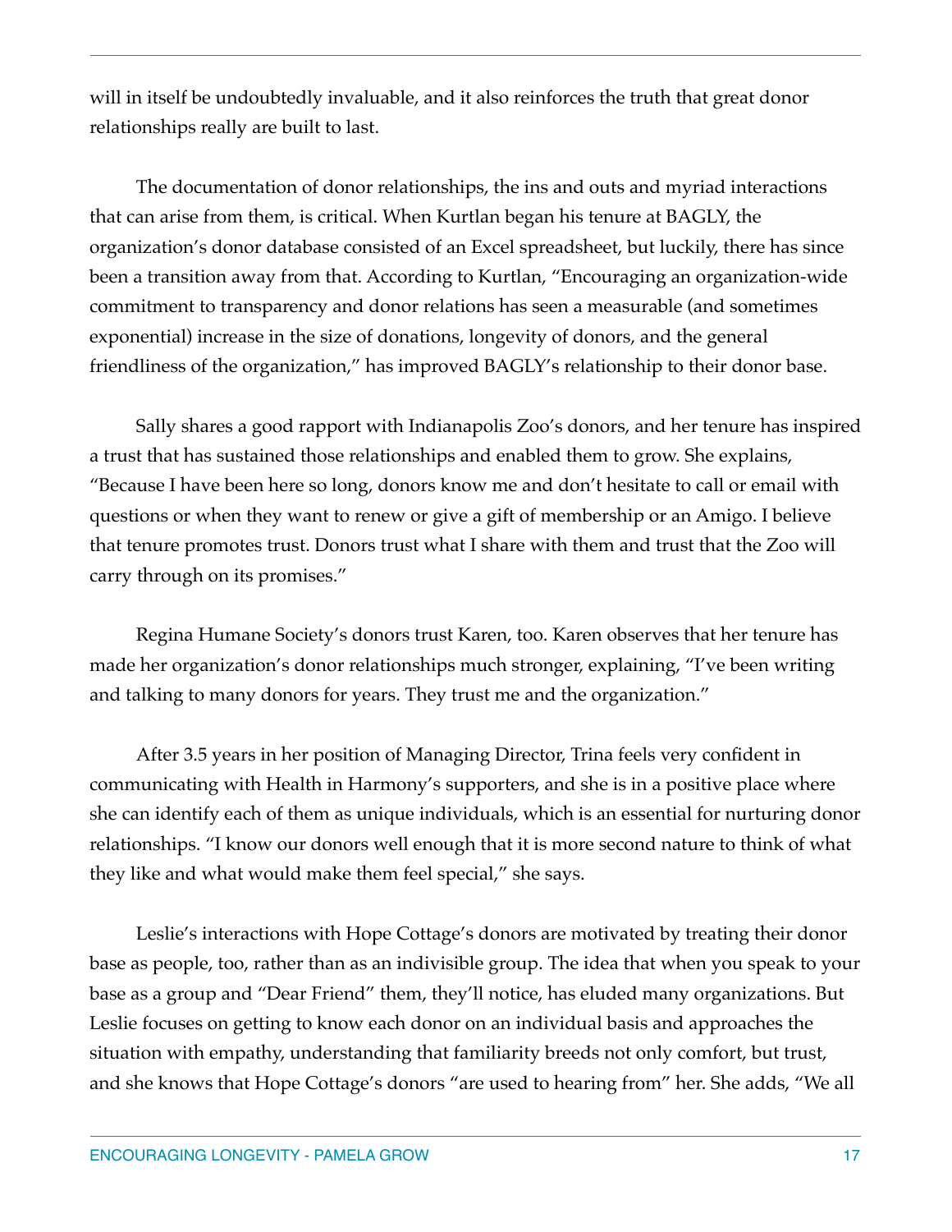will in itself be undoubtedly invaluable, and it also reinforces the truth that great donor relationships really are built to last.

The documentation of donor relationships, the ins and outs and myriad interactions that can arise from them, is critical. When Kurtlan began his tenure at BAGLY, the organization's donor database consisted of an Excel spreadsheet, but luckily, there has since been a transition away from that. According to Kurtlan, "Encouraging an organization-wide commitment to transparency and donor relations has seen a measurable (and sometimes exponential) increase in the size of donations, longevity of donors, and the general friendliness of the organization," has improved BAGLY's relationship to their donor base.

Sally shares a good rapport with Indianapolis Zoo's donors, and her tenure has inspired a trust that has sustained those relationships and enabled them to grow. She explains, "Because I have been here so long, donors know me and don't hesitate to call or email with questions or when they want to renew or give a gift of membership or an Amigo. I believe that tenure promotes trust. Donors trust what I share with them and trust that the Zoo will carry through on its promises."

Regina Humane Society's donors trust Karen, too. Karen observes that her tenure has made her organization's donor relationships much stronger, explaining, "I've been writing and talking to many donors for years. They trust me and the organization."

After 3.5 years in her position of Managing Director, Trina feels very confident in communicating with Health in Harmony's supporters, and she is in a positive place where she can identify each of them as unique individuals, which is an essential for nurturing donor relationships. "I know our donors well enough that it is more second nature to think of what they like and what would make them feel special," she says.

Leslie's interactions with Hope Cottage's donors are motivated by treating their donor base as people, too, rather than as an indivisible group. The idea that when you speak to your base as a group and "Dear Friend" them, they'll notice, has eluded many organizations. But Leslie focuses on getting to know each donor on an individual basis and approaches the situation with empathy, understanding that familiarity breeds not only comfort, but trust, and she knows that Hope Cottage's donors "are used to hearing from" her. She adds, "We all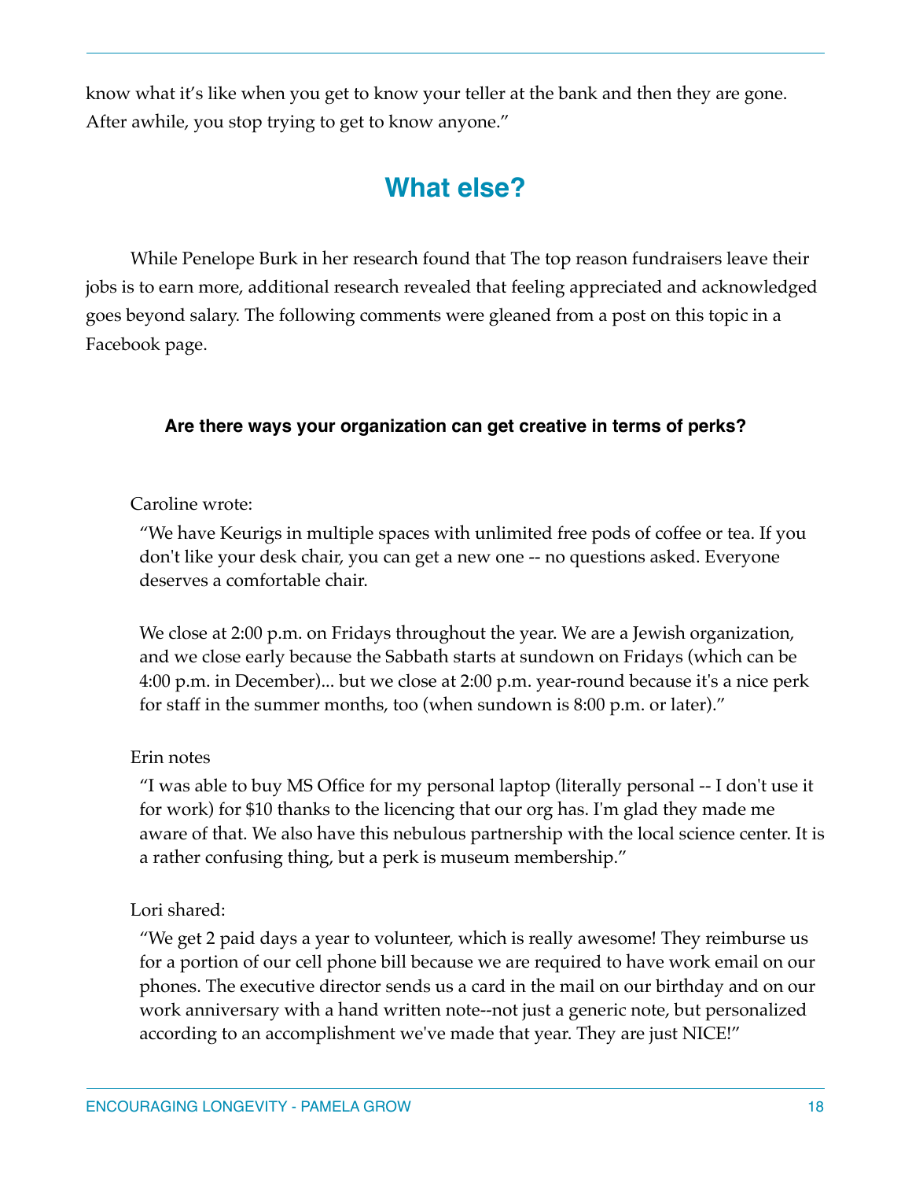know what it's like when you get to know your teller at the bank and then they are gone. After awhile, you stop trying to get to know anyone."

## What else?

While Penelope Burk in her research found that The top reason fundraisers leave their jobs is to earn more, additional research revealed that feeling appreciated and acknowledged goes beyond salary. The following comments were gleaned from a post on this topic in a Facebook page.

**Are there ways your organization can get creative in terms of perks?**

Caroline wrote:

> "We have Keurigs in multiple spaces with unlimited free pods of coffee or tea. If you don't like your desk chair, you can get a new one -- no questions asked. Everyone deserves a comfortable chair.
>
> We close at 2:00 p.m. on Fridays throughout the year. We are a Jewish organization, and we close early because the Sabbath starts at sundown on Fridays (which can be 4:00 p.m. in December)... but we close at 2:00 p.m. year-round because it's a nice perk for staff in the summer months, too (when sundown is 8:00 p.m. or later)."

Erin notes

> "I was able to buy MS Office for my personal laptop (literally personal -- I don't use it for work) for $10 thanks to the licencing that our org has. I'm glad they made me aware of that. We also have this nebulous partnership with the local science center. It is a rather confusing thing, but a perk is museum membership."

Lori shared:

> "We get 2 paid days a year to volunteer, which is really awesome! They reimburse us for a portion of our cell phone bill because we are required to have work email on our phones. The executive director sends us a card in the mail on our birthday and on our work anniversary with a hand written note--not just a generic note, but personalized according to an accomplishment we've made that year. They are just NICE!"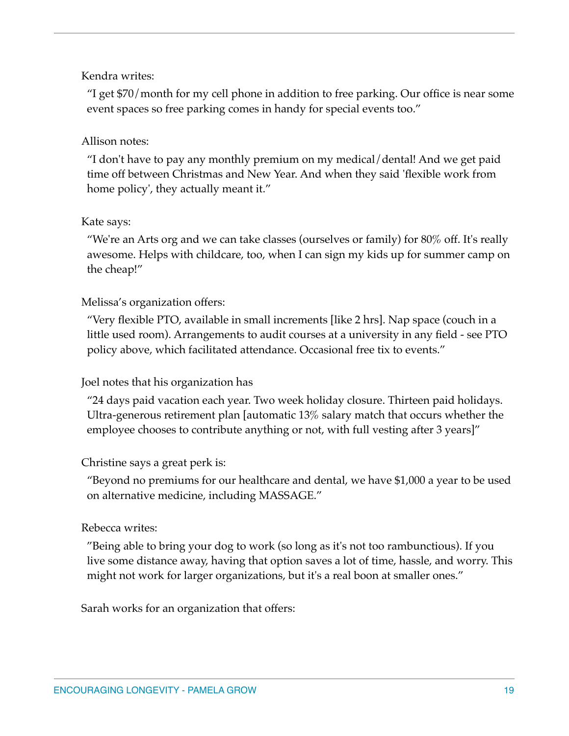Kendra writes:

> "I get $70/month for my cell phone in addition to free parking. Our office is near some event spaces so free parking comes in handy for special events too."

Allison notes:

> "I don't have to pay any monthly premium on my medical/dental! And we get paid time off between Christmas and New Year. And when they said 'flexible work from home policy', they actually meant it."

Kate says:

> "We're an Arts org and we can take classes (ourselves or family) for 80% off. It's really awesome. Helps with childcare, too, when I can sign my kids up for summer camp on the cheap!"

Melissa's organization offers:

> "Very flexible PTO, available in small increments [like 2 hrs]. Nap space (couch in a little used room). Arrangements to audit courses at a university in any field - see PTO policy above, which facilitated attendance. Occasional free tix to events."

Joel notes that his organization has

> "24 days paid vacation each year. Two week holiday closure. Thirteen paid holidays. Ultra-generous retirement plan [automatic 13% salary match that occurs whether the employee chooses to contribute anything or not, with full vesting after 3 years]"

Christine says a great perk is:

> "Beyond no premiums for our healthcare and dental, we have $1,000 a year to be used on alternative medicine, including MASSAGE."

Rebecca writes:

> "Being able to bring your dog to work (so long as it's not too rambunctious). If you live some distance away, having that option saves a lot of time, hassle, and worry. This might not work for larger organizations, but it's a real boon at smaller ones."

Sarah works for an organization that offers: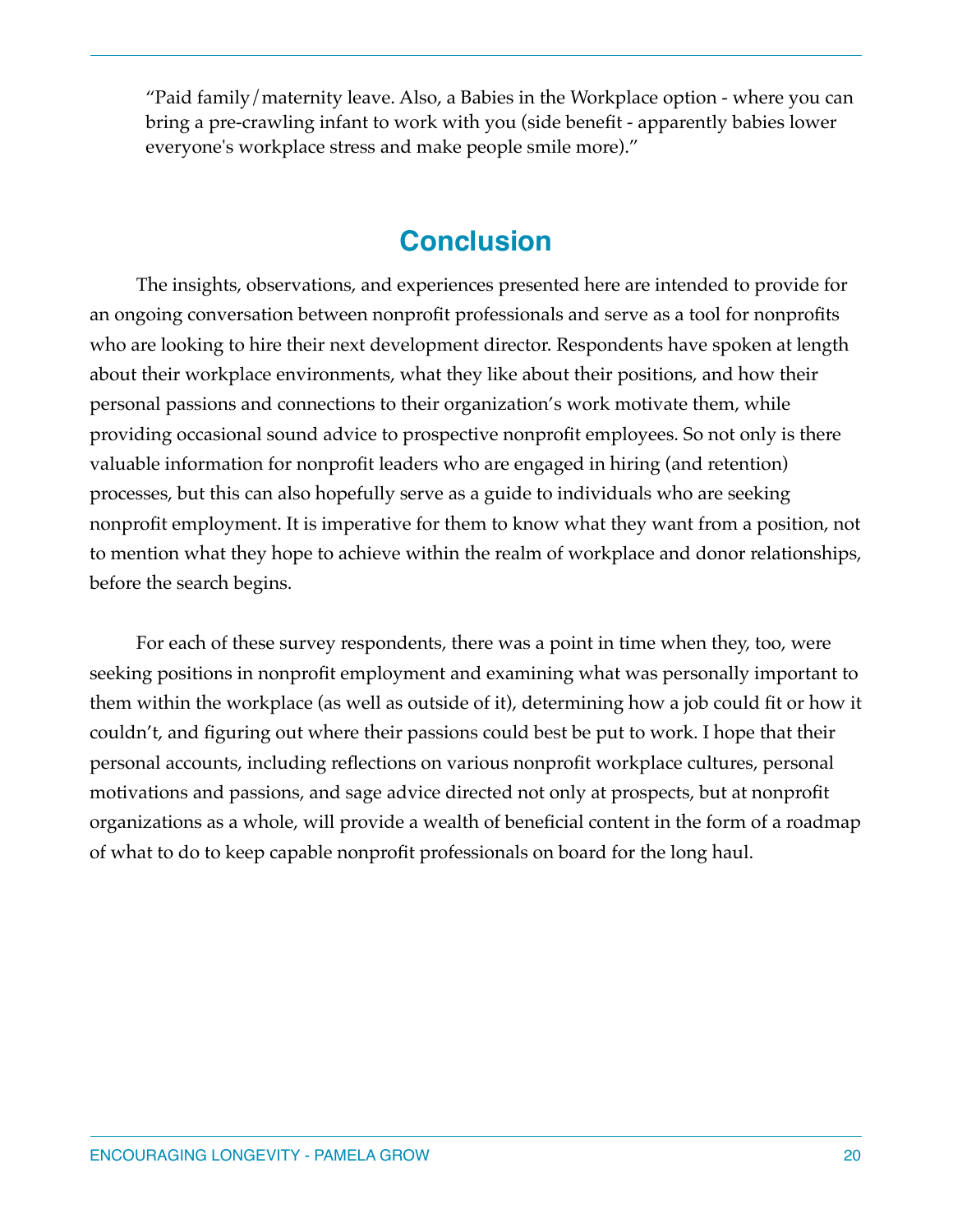> "Paid family/maternity leave. Also, a Babies in the Workplace option - where you can bring a pre-crawling infant to work with you (side benefit - apparently babies lower everyone's workplace stress and make people smile more)."

## Conclusion

The insights, observations, and experiences presented here are intended to provide for an ongoing conversation between nonprofit professionals and serve as a tool for nonprofits who are looking to hire their next development director. Respondents have spoken at length about their workplace environments, what they like about their positions, and how their personal passions and connections to their organization's work motivate them, while providing occasional sound advice to prospective nonprofit employees. So not only is there valuable information for nonprofit leaders who are engaged in hiring (and retention) processes, but this can also hopefully serve as a guide to individuals who are seeking nonprofit employment. It is imperative for them to know what they want from a position, not to mention what they hope to achieve within the realm of workplace and donor relationships, before the search begins.

For each of these survey respondents, there was a point in time when they, too, were seeking positions in nonprofit employment and examining what was personally important to them within the workplace (as well as outside of it), determining how a job could fit or how it couldn't, and figuring out where their passions could best be put to work. I hope that their personal accounts, including reflections on various nonprofit workplace cultures, personal motivations and passions, and sage advice directed not only at prospects, but at nonprofit organizations as a whole, will provide a wealth of beneficial content in the form of a roadmap of what to do to keep capable nonprofit professionals on board for the long haul.